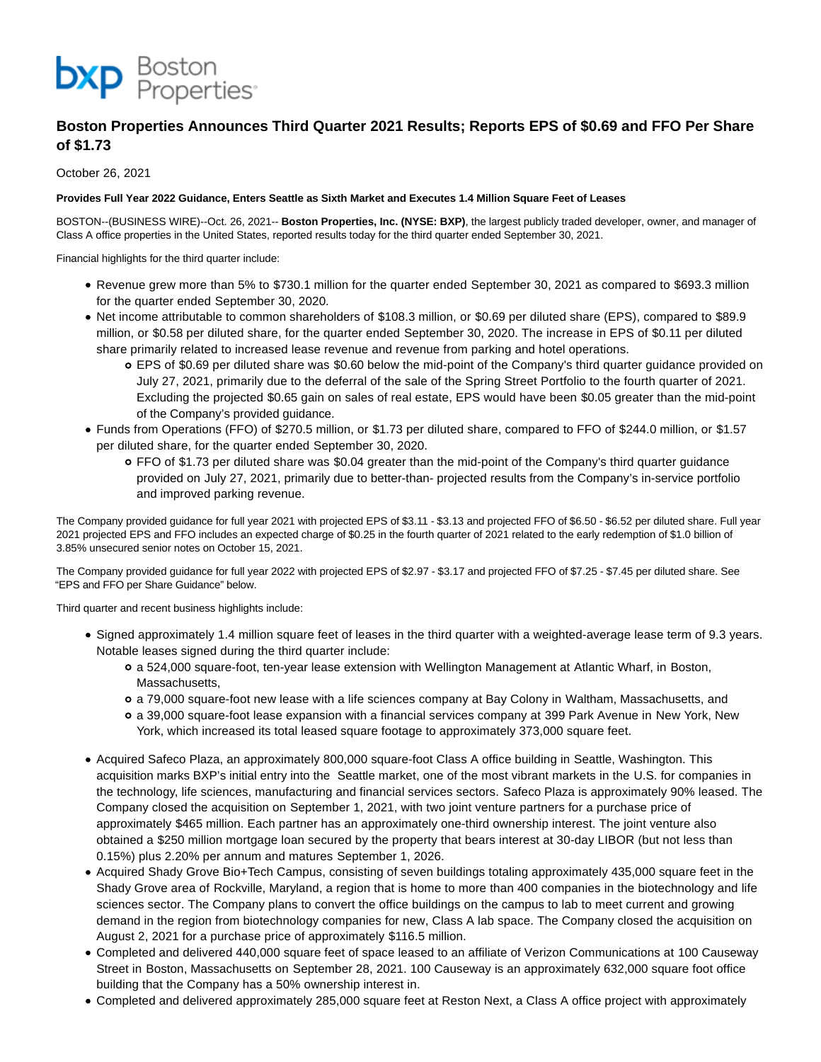bxp Boston Properties

# Boston Properties Announces Third Quarter 2021 Results; Reports EPS of $0.69 and FFO Per Share of $1.73

October 26, 2021

**Provides Full Year 2022 Guidance, Enters Seattle as Sixth Market and Executes 1.4 Million Square Feet of Leases**

BOSTON--(BUSINESS WIRE)--Oct. 26, 2021-- **Boston Properties, Inc. (NYSE: BXP)**, the largest publicly traded developer, owner, and manager of Class A office properties in the United States, reported results today for the third quarter ended September 30, 2021.

Financial highlights for the third quarter include:

- Revenue grew more than 5% to $730.1 million for the quarter ended September 30, 2021 as compared to $693.3 million for the quarter ended September 30, 2020.
- Net income attributable to common shareholders of $108.3 million, or $0.69 per diluted share (EPS), compared to $89.9 million, or $0.58 per diluted share, for the quarter ended September 30, 2020. The increase in EPS of $0.11 per diluted share primarily related to increased lease revenue and revenue from parking and hotel operations.
  - EPS of $0.69 per diluted share was $0.60 below the mid-point of the Company's third quarter guidance provided on July 27, 2021, primarily due to the deferral of the sale of the Spring Street Portfolio to the fourth quarter of 2021. Excluding the projected $0.65 gain on sales of real estate, EPS would have been $0.05 greater than the mid-point of the Company's provided guidance.
- Funds from Operations (FFO) of $270.5 million, or $1.73 per diluted share, compared to FFO of $244.0 million, or $1.57 per diluted share, for the quarter ended September 30, 2020.
  - FFO of $1.73 per diluted share was $0.04 greater than the mid-point of the Company's third quarter guidance provided on July 27, 2021, primarily due to better-than- projected results from the Company's in-service portfolio and improved parking revenue.

The Company provided guidance for full year 2021 with projected EPS of $3.11 - $3.13 and projected FFO of $6.50 - $6.52 per diluted share. Full year 2021 projected EPS and FFO includes an expected charge of $0.25 in the fourth quarter of 2021 related to the early redemption of $1.0 billion of 3.85% unsecured senior notes on October 15, 2021.

The Company provided guidance for full year 2022 with projected EPS of $2.97 - $3.17 and projected FFO of $7.25 - $7.45 per diluted share. See "EPS and FFO per Share Guidance" below.

Third quarter and recent business highlights include:

- Signed approximately 1.4 million square feet of leases in the third quarter with a weighted-average lease term of 9.3 years. Notable leases signed during the third quarter include:
  - a 524,000 square-foot, ten-year lease extension with Wellington Management at Atlantic Wharf, in Boston, Massachusetts,
  - a 79,000 square-foot new lease with a life sciences company at Bay Colony in Waltham, Massachusetts, and
  - a 39,000 square-foot lease expansion with a financial services company at 399 Park Avenue in New York, New York, which increased its total leased square footage to approximately 373,000 square feet.
- Acquired Safeco Plaza, an approximately 800,000 square-foot Class A office building in Seattle, Washington. This acquisition marks BXP's initial entry into the Seattle market, one of the most vibrant markets in the U.S. for companies in the technology, life sciences, manufacturing and financial services sectors. Safeco Plaza is approximately 90% leased. The Company closed the acquisition on September 1, 2021, with two joint venture partners for a purchase price of approximately $465 million. Each partner has an approximately one-third ownership interest. The joint venture also obtained a $250 million mortgage loan secured by the property that bears interest at 30-day LIBOR (but not less than 0.15%) plus 2.20% per annum and matures September 1, 2026.
- Acquired Shady Grove Bio+Tech Campus, consisting of seven buildings totaling approximately 435,000 square feet in the Shady Grove area of Rockville, Maryland, a region that is home to more than 400 companies in the biotechnology and life sciences sector. The Company plans to convert the office buildings on the campus to lab to meet current and growing demand in the region from biotechnology companies for new, Class A lab space. The Company closed the acquisition on August 2, 2021 for a purchase price of approximately $116.5 million.
- Completed and delivered 440,000 square feet of space leased to an affiliate of Verizon Communications at 100 Causeway Street in Boston, Massachusetts on September 28, 2021. 100 Causeway is an approximately 632,000 square foot office building that the Company has a 50% ownership interest in.
- Completed and delivered approximately 285,000 square feet at Reston Next, a Class A office project with approximately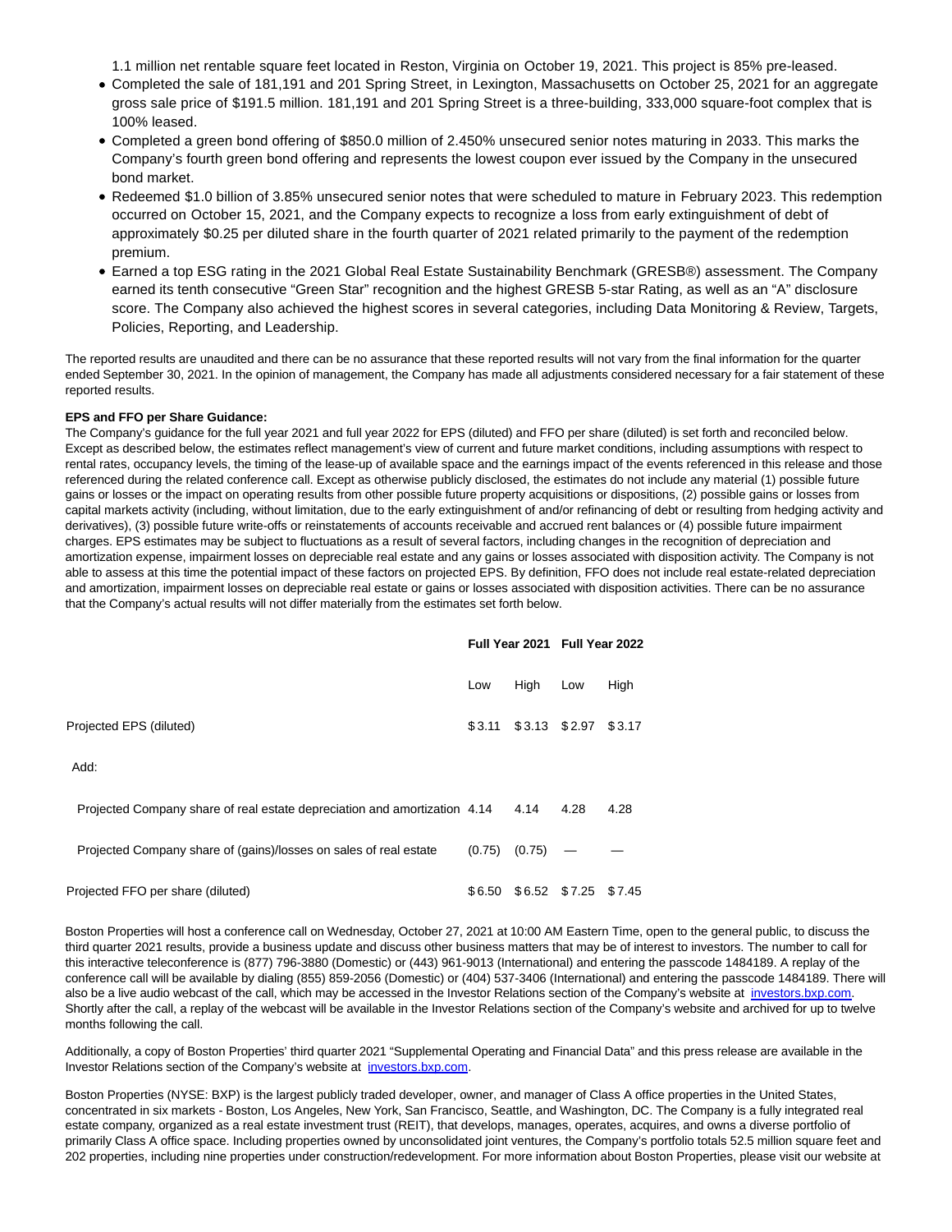1.1 million net rentable square feet located in Reston, Virginia on October 19, 2021. This project is 85% pre-leased.

- Completed the sale of 181,191 and 201 Spring Street, in Lexington, Massachusetts on October 25, 2021 for an aggregate gross sale price of $191.5 million. 181,191 and 201 Spring Street is a three-building, 333,000 square-foot complex that is 100% leased.
- Completed a green bond offering of $850.0 million of 2.450% unsecured senior notes maturing in 2033. This marks the Company's fourth green bond offering and represents the lowest coupon ever issued by the Company in the unsecured bond market.
- Redeemed $1.0 billion of 3.85% unsecured senior notes that were scheduled to mature in February 2023. This redemption occurred on October 15, 2021, and the Company expects to recognize a loss from early extinguishment of debt of approximately $0.25 per diluted share in the fourth quarter of 2021 related primarily to the payment of the redemption premium.
- Earned a top ESG rating in the 2021 Global Real Estate Sustainability Benchmark (GRESB®) assessment. The Company earned its tenth consecutive "Green Star" recognition and the highest GRESB 5-star Rating, as well as an "A" disclosure score. The Company also achieved the highest scores in several categories, including Data Monitoring & Review, Targets, Policies, Reporting, and Leadership.

The reported results are unaudited and there can be no assurance that these reported results will not vary from the final information for the quarter ended September 30, 2021. In the opinion of management, the Company has made all adjustments considered necessary for a fair statement of these reported results.

**EPS and FFO per Share Guidance:**

The Company's guidance for the full year 2021 and full year 2022 for EPS (diluted) and FFO per share (diluted) is set forth and reconciled below. Except as described below, the estimates reflect management's view of current and future market conditions, including assumptions with respect to rental rates, occupancy levels, the timing of the lease-up of available space and the earnings impact of the events referenced in this release and those referenced during the related conference call. Except as otherwise publicly disclosed, the estimates do not include any material (1) possible future gains or losses or the impact on operating results from other possible future property acquisitions or dispositions, (2) possible gains or losses from capital markets activity (including, without limitation, due to the early extinguishment of and/or refinancing of debt or resulting from hedging activity and derivatives), (3) possible future write-offs or reinstatements of accounts receivable and accrued rent balances or (4) possible future impairment charges. EPS estimates may be subject to fluctuations as a result of several factors, including changes in the recognition of depreciation and amortization expense, impairment losses on depreciable real estate and any gains or losses associated with disposition activity. The Company is not able to assess at this time the potential impact of these factors on projected EPS. By definition, FFO does not include real estate-related depreciation and amortization, impairment losses on depreciable real estate or gains or losses associated with disposition activities. There can be no assurance that the Company's actual results will not differ materially from the estimates set forth below.

| | Full Year 2021 | | Full Year 2022 | |
|---|---|---|---|---|
| | Low | High | Low | High |
| Projected EPS (diluted) | $3.11 | $3.13 | $2.97 | $3.17 |
| Add: | | | | |
| Projected Company share of real estate depreciation and amortization | 4.14 | 4.14 | 4.28 | 4.28 |
| Projected Company share of (gains)/losses on sales of real estate | (0.75) | (0.75) | — | — |
| Projected FFO per share (diluted) | $6.50 | $6.52 | $7.25 | $7.45 |

Boston Properties will host a conference call on Wednesday, October 27, 2021 at 10:00 AM Eastern Time, open to the general public, to discuss the third quarter 2021 results, provide a business update and discuss other business matters that may be of interest to investors. The number to call for this interactive teleconference is (877) 796-3880 (Domestic) or (443) 961-9013 (International) and entering the passcode 1484189. A replay of the conference call will be available by dialing (855) 859-2056 (Domestic) or (404) 537-3406 (International) and entering the passcode 1484189. There will also be a live audio webcast of the call, which may be accessed in the Investor Relations section of the Company's website at investors.bxp.com. Shortly after the call, a replay of the webcast will be available in the Investor Relations section of the Company's website and archived for up to twelve months following the call.

Additionally, a copy of Boston Properties' third quarter 2021 "Supplemental Operating and Financial Data" and this press release are available in the Investor Relations section of the Company's website at investors.bxp.com.

Boston Properties (NYSE: BXP) is the largest publicly traded developer, owner, and manager of Class A office properties in the United States, concentrated in six markets - Boston, Los Angeles, New York, San Francisco, Seattle, and Washington, DC. The Company is a fully integrated real estate company, organized as a real estate investment trust (REIT), that develops, manages, operates, acquires, and owns a diverse portfolio of primarily Class A office space. Including properties owned by unconsolidated joint ventures, the Company's portfolio totals 52.5 million square feet and 202 properties, including nine properties under construction/redevelopment. For more information about Boston Properties, please visit our website at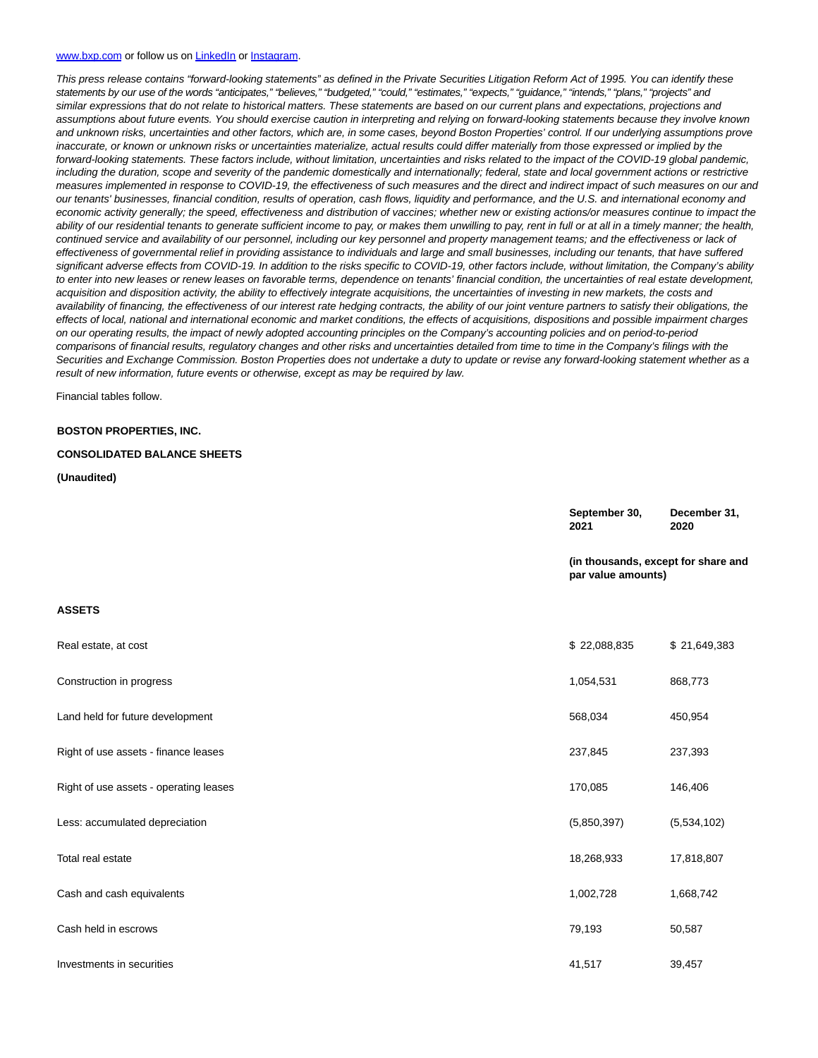www.bxp.com or follow us on LinkedIn or Instagram.

*This press release contains "forward-looking statements" as defined in the Private Securities Litigation Reform Act of 1995. You can identify these statements by our use of the words "anticipates," "believes," "budgeted," "could," "estimates," "expects," "guidance," "intends," "plans," "projects" and similar expressions that do not relate to historical matters. These statements are based on our current plans and expectations, projections and assumptions about future events. You should exercise caution in interpreting and relying on forward-looking statements because they involve known and unknown risks, uncertainties and other factors, which are, in some cases, beyond Boston Properties' control. If our underlying assumptions prove inaccurate, or known or unknown risks or uncertainties materialize, actual results could differ materially from those expressed or implied by the forward-looking statements. These factors include, without limitation, uncertainties and risks related to the impact of the COVID-19 global pandemic, including the duration, scope and severity of the pandemic domestically and internationally; federal, state and local government actions or restrictive measures implemented in response to COVID-19, the effectiveness of such measures and the direct and indirect impact of such measures on our and our tenants' businesses, financial condition, results of operation, cash flows, liquidity and performance, and the U.S. and international economy and economic activity generally; the speed, effectiveness and distribution of vaccines; whether new or existing actions/or measures continue to impact the ability of our residential tenants to generate sufficient income to pay, or makes them unwilling to pay, rent in full or at all in a timely manner; the health, continued service and availability of our personnel, including our key personnel and property management teams; and the effectiveness or lack of effectiveness of governmental relief in providing assistance to individuals and large and small businesses, including our tenants, that have suffered significant adverse effects from COVID-19. In addition to the risks specific to COVID-19, other factors include, without limitation, the Company's ability to enter into new leases or renew leases on favorable terms, dependence on tenants' financial condition, the uncertainties of real estate development, acquisition and disposition activity, the ability to effectively integrate acquisitions, the uncertainties of investing in new markets, the costs and availability of financing, the effectiveness of our interest rate hedging contracts, the ability of our joint venture partners to satisfy their obligations, the effects of local, national and international economic and market conditions, the effects of acquisitions, dispositions and possible impairment charges on our operating results, the impact of newly adopted accounting principles on the Company's accounting policies and on period-to-period comparisons of financial results, regulatory changes and other risks and uncertainties detailed from time to time in the Company's filings with the Securities and Exchange Commission. Boston Properties does not undertake a duty to update or revise any forward-looking statement whether as a result of new information, future events or otherwise, except as may be required by law.*

Financial tables follow.

**BOSTON PROPERTIES, INC.**

**CONSOLIDATED BALANCE SHEETS**

**(Unaudited)**

| | **September 30, 2021** | **December 31, 2020** |
|---|---|---|
| | **(in thousands, except for share and par value amounts)** | |
| **ASSETS** | | |
| Real estate, at cost | $ 22,088,835 | $ 21,649,383 |
| Construction in progress | 1,054,531 | 868,773 |
| Land held for future development | 568,034 | 450,954 |
| Right of use assets - finance leases | 237,845 | 237,393 |
| Right of use assets - operating leases | 170,085 | 146,406 |
| Less: accumulated depreciation | (5,850,397) | (5,534,102) |
| Total real estate | 18,268,933 | 17,818,807 |
| Cash and cash equivalents | 1,002,728 | 1,668,742 |
| Cash held in escrows | 79,193 | 50,587 |
| Investments in securities | 41,517 | 39,457 |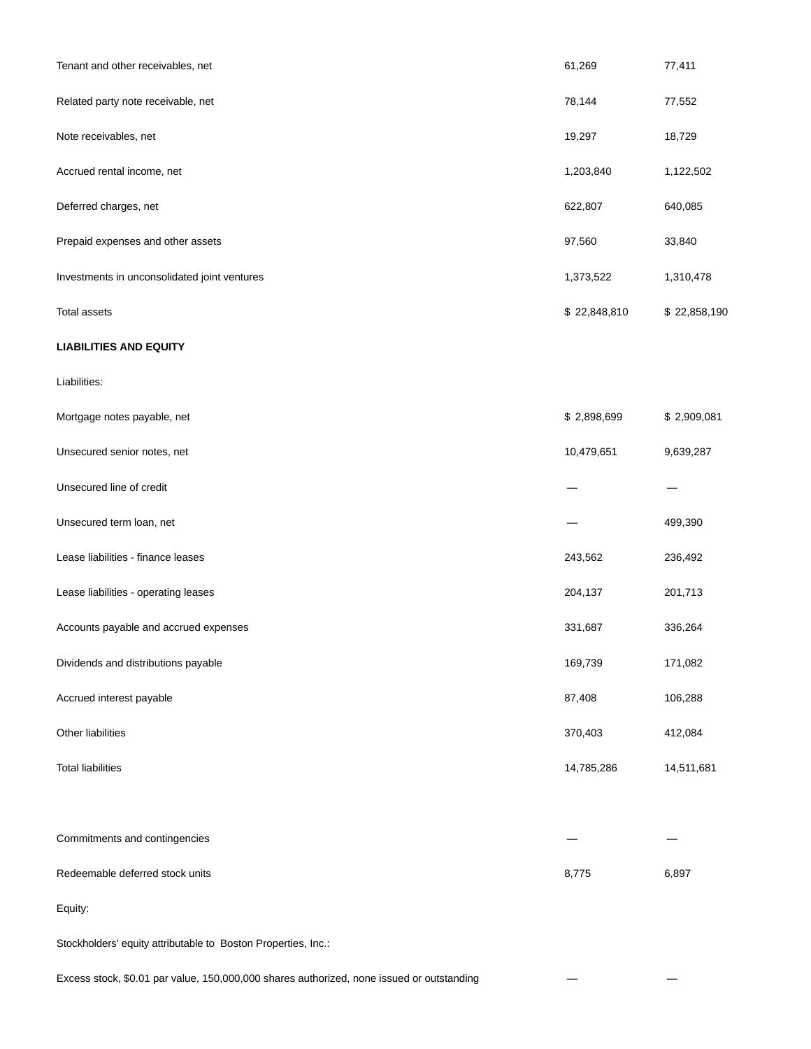| | | |
|---|---|---|
| Tenant and other receivables, net | 61,269 | 77,411 |
| Related party note receivable, net | 78,144 | 77,552 |
| Note receivables, net | 19,297 | 18,729 |
| Accrued rental income, net | 1,203,840 | 1,122,502 |
| Deferred charges, net | 622,807 | 640,085 |
| Prepaid expenses and other assets | 97,560 | 33,840 |
| Investments in unconsolidated joint ventures | 1,373,522 | 1,310,478 |
| Total assets | $ 22,848,810 | $ 22,858,190 |
| **LIABILITIES AND EQUITY** | | |
| Liabilities: | | |
| Mortgage notes payable, net | $ 2,898,699 | $ 2,909,081 |
| Unsecured senior notes, net | 10,479,651 | 9,639,287 |
| Unsecured line of credit | — | — |
| Unsecured term loan, net | — | 499,390 |
| Lease liabilities - finance leases | 243,562 | 236,492 |
| Lease liabilities - operating leases | 204,137 | 201,713 |
| Accounts payable and accrued expenses | 331,687 | 336,264 |
| Dividends and distributions payable | 169,739 | 171,082 |
| Accrued interest payable | 87,408 | 106,288 |
| Other liabilities | 370,403 | 412,084 |
| Total liabilities | 14,785,286 | 14,511,681 |
| | | |
| Commitments and contingencies | — | — |
| Redeemable deferred stock units | 8,775 | 6,897 |
| Equity: | | |
| Stockholders' equity attributable to Boston Properties, Inc.: | | |
| Excess stock, $0.01 par value, 150,000,000 shares authorized, none issued or outstanding | — | — |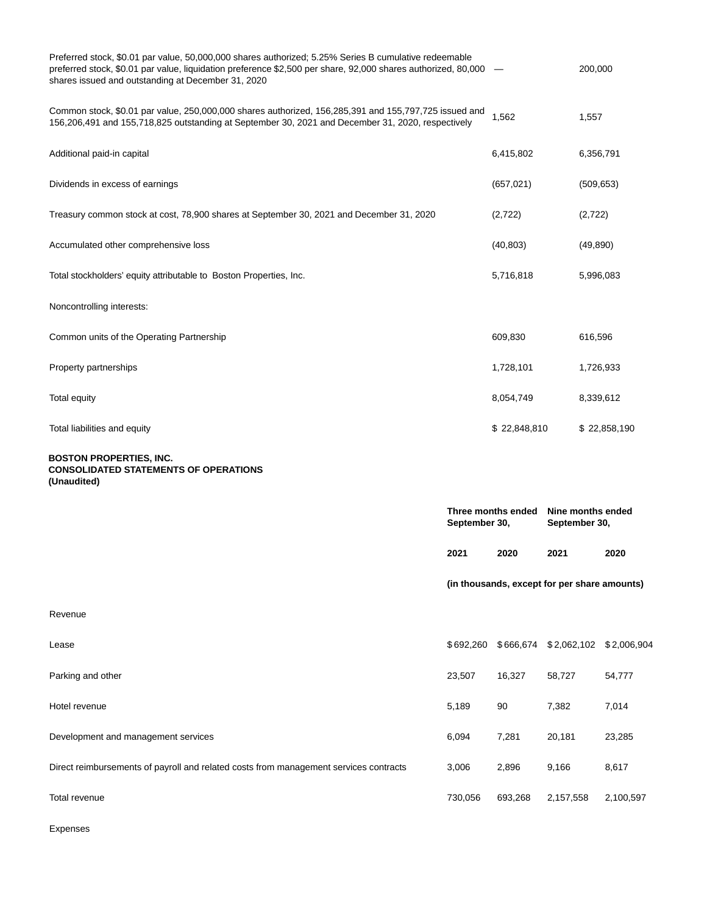| | | |
|---|---|---|
| Preferred stock, $0.01 par value, 50,000,000 shares authorized; 5.25% Series B cumulative redeemable preferred stock, $0.01 par value, liquidation preference $2,500 per share, 92,000 shares authorized, 80,000 shares issued and outstanding at December 31, 2020 | — | 200,000 |
| Common stock, $0.01 par value, 250,000,000 shares authorized, 156,285,391 and 155,797,725 issued and 156,206,491 and 155,718,825 outstanding at September 30, 2021 and December 31, 2020, respectively | 1,562 | 1,557 |
| Additional paid-in capital | 6,415,802 | 6,356,791 |
| Dividends in excess of earnings | (657,021) | (509,653) |
| Treasury common stock at cost, 78,900 shares at September 30, 2021 and December 31, 2020 | (2,722) | (2,722) |
| Accumulated other comprehensive loss | (40,803) | (49,890) |
| Total stockholders' equity attributable to Boston Properties, Inc. | 5,716,818 | 5,996,083 |
| Noncontrolling interests: | | |
| Common units of the Operating Partnership | 609,830 | 616,596 |
| Property partnerships | 1,728,101 | 1,726,933 |
| Total equity | 8,054,749 | 8,339,612 |
| Total liabilities and equity | $ 22,848,810 | $ 22,858,190 |

**BOSTON PROPERTIES, INC.**
**CONSOLIDATED STATEMENTS OF OPERATIONS**
**(Unaudited)**

| | Three months ended September 30, | | Nine months ended September 30, | |
|---|---|---|---|---|
| | **2021** | **2020** | **2021** | **2020** |
| | **(in thousands, except for per share amounts)** | | | |
| Revenue | | | | |
| Lease | $ 692,260 | $ 666,674 | $ 2,062,102 | $ 2,006,904 |
| Parking and other | 23,507 | 16,327 | 58,727 | 54,777 |
| Hotel revenue | 5,189 | 90 | 7,382 | 7,014 |
| Development and management services | 6,094 | 7,281 | 20,181 | 23,285 |
| Direct reimbursements of payroll and related costs from management services contracts | 3,006 | 2,896 | 9,166 | 8,617 |
| Total revenue | 730,056 | 693,268 | 2,157,558 | 2,100,597 |
| Expenses | | | | |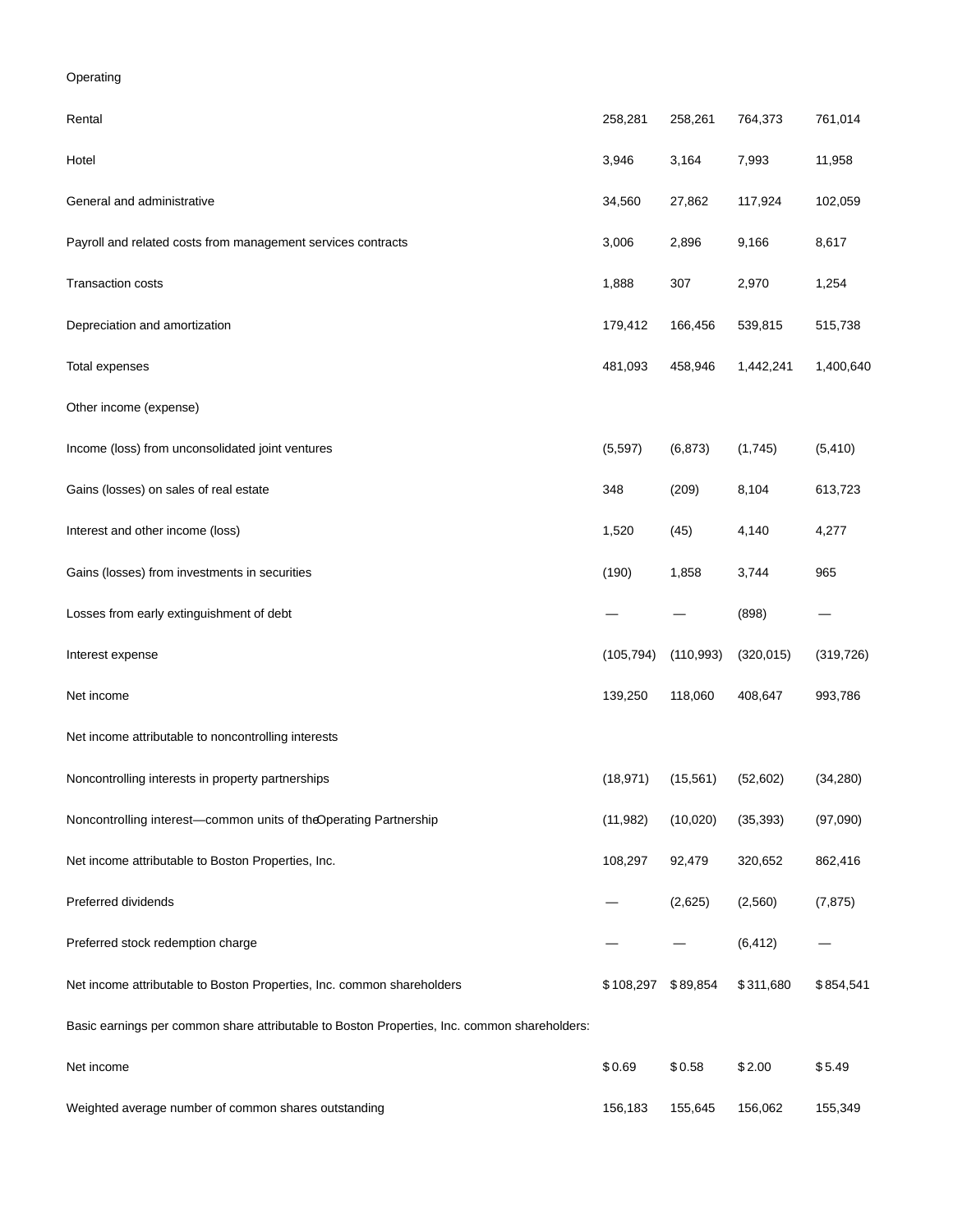| | | | | |
|---|---|---|---|---|
| Operating | | | | |
| Rental | 258,281 | 258,261 | 764,373 | 761,014 |
| Hotel | 3,946 | 3,164 | 7,993 | 11,958 |
| General and administrative | 34,560 | 27,862 | 117,924 | 102,059 |
| Payroll and related costs from management services contracts | 3,006 | 2,896 | 9,166 | 8,617 |
| Transaction costs | 1,888 | 307 | 2,970 | 1,254 |
| Depreciation and amortization | 179,412 | 166,456 | 539,815 | 515,738 |
| Total expenses | 481,093 | 458,946 | 1,442,241 | 1,400,640 |
| Other income (expense) | | | | |
| Income (loss) from unconsolidated joint ventures | (5,597) | (6,873) | (1,745) | (5,410) |
| Gains (losses) on sales of real estate | 348 | (209) | 8,104 | 613,723 |
| Interest and other income (loss) | 1,520 | (45) | 4,140 | 4,277 |
| Gains (losses) from investments in securities | (190) | 1,858 | 3,744 | 965 |
| Losses from early extinguishment of debt | — | — | (898) | — |
| Interest expense | (105,794) | (110,993) | (320,015) | (319,726) |
| Net income | 139,250 | 118,060 | 408,647 | 993,786 |
| Net income attributable to noncontrolling interests | | | | |
| Noncontrolling interests in property partnerships | (18,971) | (15,561) | (52,602) | (34,280) |
| Noncontrolling interest—common units of the Operating Partnership | (11,982) | (10,020) | (35,393) | (97,090) |
| Net income attributable to Boston Properties, Inc. | 108,297 | 92,479 | 320,652 | 862,416 |
| Preferred dividends | — | (2,625) | (2,560) | (7,875) |
| Preferred stock redemption charge | — | — | (6,412) | — |
| Net income attributable to Boston Properties, Inc. common shareholders | $108,297 | $89,854 | $311,680 | $854,541 |
| Basic earnings per common share attributable to Boston Properties, Inc. common shareholders: | | | | |
| Net income | $0.69 | $0.58 | $2.00 | $5.49 |
| Weighted average number of common shares outstanding | 156,183 | 155,645 | 156,062 | 155,349 |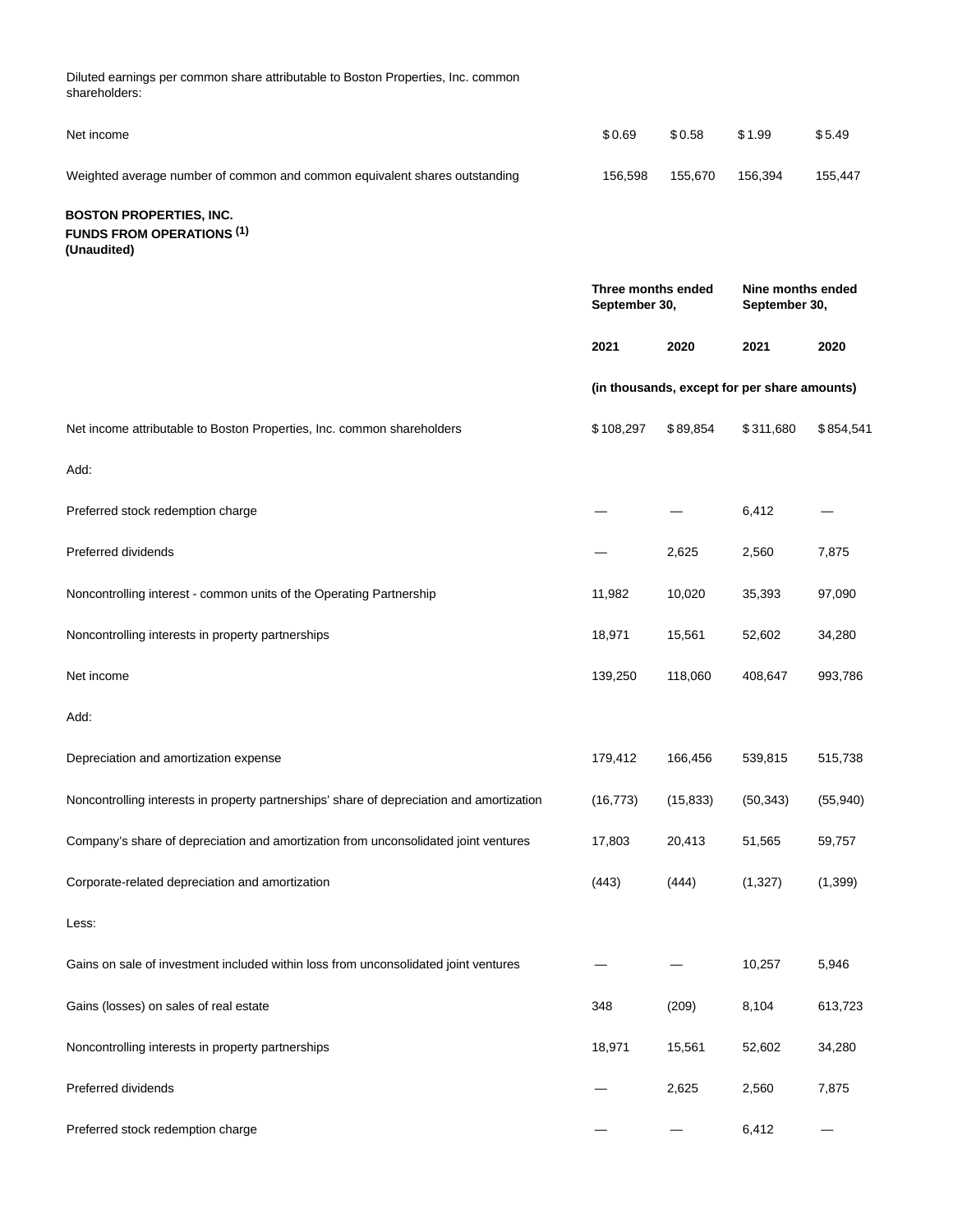| | | | | |
|---|---|---|---|---|
| Diluted earnings per common share attributable to Boston Properties, Inc. common shareholders: | | | | |
| Net income | $ 0.69 | $ 0.58 | $ 1.99 | $ 5.49 |
| Weighted average number of common and common equivalent shares outstanding | 156,598 | 155,670 | 156,394 | 155,447 |

**BOSTON PROPERTIES, INC.**
**FUNDS FROM OPERATIONS [1]**
**(Unaudited)**

| | Three months ended September 30, | | Nine months ended September 30, | |
|---|---|---|---|---|
| | **2021** | **2020** | **2021** | **2020** |
| | (in thousands, except for per share amounts) | | | |
| Net income attributable to Boston Properties, Inc. common shareholders | $ 108,297 | $ 89,854 | $ 311,680 | $ 854,541 |
| Add: | | | | |
| Preferred stock redemption charge | — | — | 6,412 | — |
| Preferred dividends | — | 2,625 | 2,560 | 7,875 |
| Noncontrolling interest - common units of the Operating Partnership | 11,982 | 10,020 | 35,393 | 97,090 |
| Noncontrolling interests in property partnerships | 18,971 | 15,561 | 52,602 | 34,280 |
| Net income | 139,250 | 118,060 | 408,647 | 993,786 |
| Add: | | | | |
| Depreciation and amortization expense | 179,412 | 166,456 | 539,815 | 515,738 |
| Noncontrolling interests in property partnerships' share of depreciation and amortization | (16,773) | (15,833) | (50,343) | (55,940) |
| Company's share of depreciation and amortization from unconsolidated joint ventures | 17,803 | 20,413 | 51,565 | 59,757 |
| Corporate-related depreciation and amortization | (443) | (444) | (1,327) | (1,399) |
| Less: | | | | |
| Gains on sale of investment included within loss from unconsolidated joint ventures | — | — | 10,257 | 5,946 |
| Gains (losses) on sales of real estate | 348 | (209) | 8,104 | 613,723 |
| Noncontrolling interests in property partnerships | 18,971 | 15,561 | 52,602 | 34,280 |
| Preferred dividends | — | 2,625 | 2,560 | 7,875 |
| Preferred stock redemption charge | — | — | 6,412 | — |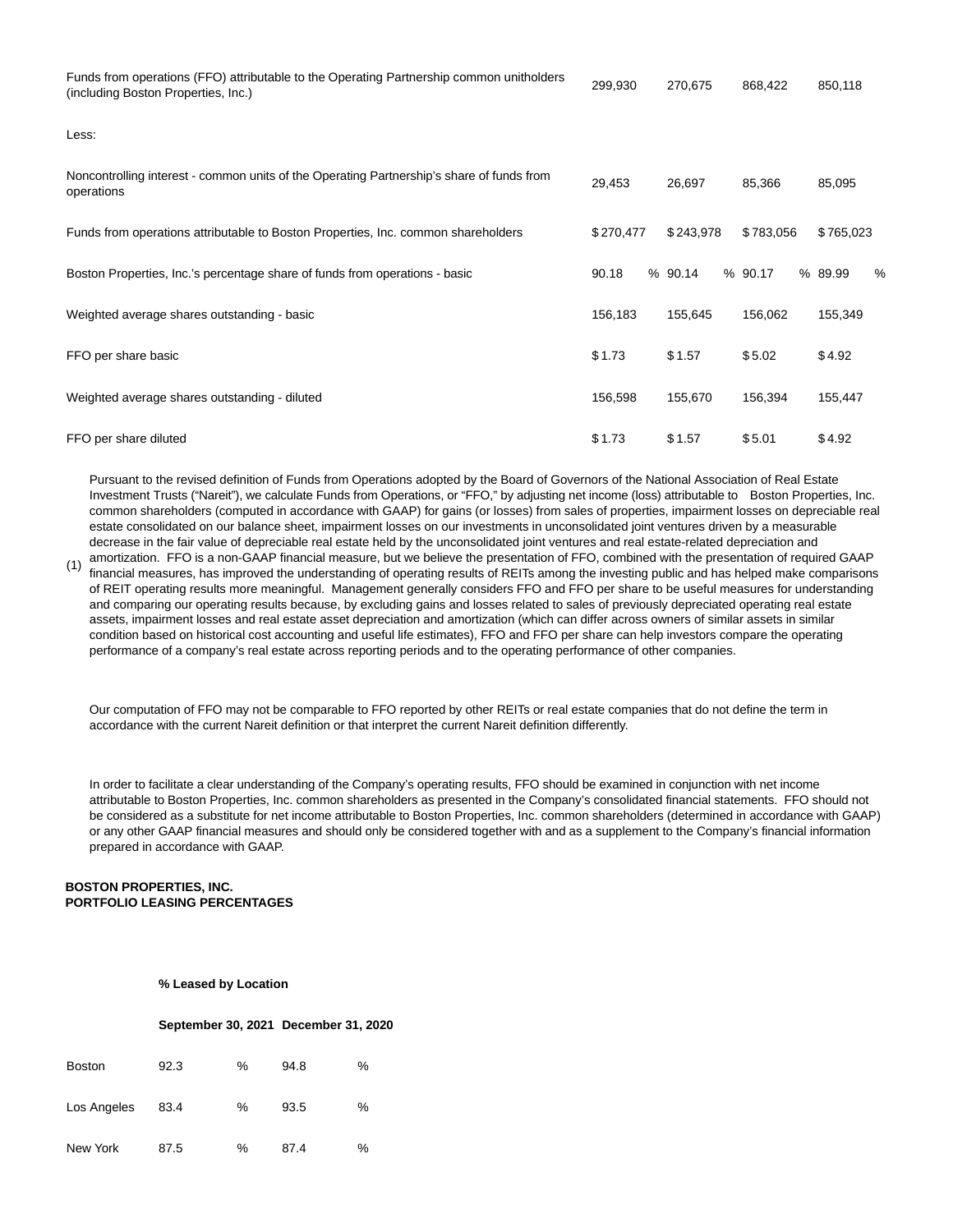| | | | | |
|---|---|---|---|---|
| Funds from operations (FFO) attributable to the Operating Partnership common unitholders (including Boston Properties, Inc.) | 299,930 | 270,675 | 868,422 | 850,118 |
| Less: | | | | |
| Noncontrolling interest - common units of the Operating Partnership's share of funds from operations | 29,453 | 26,697 | 85,366 | 85,095 |
| Funds from operations attributable to Boston Properties, Inc. common shareholders | $ 270,477 | $ 243,978 | $ 783,056 | $ 765,023 |
| Boston Properties, Inc.'s percentage share of funds from operations - basic | 90.18 % | 90.14 % | 90.17 % | 89.99 % |
| Weighted average shares outstanding - basic | 156,183 | 155,645 | 156,062 | 155,349 |
| FFO per share basic | $ 1.73 | $ 1.57 | $ 5.02 | $ 4.92 |
| Weighted average shares outstanding - diluted | 156,598 | 155,670 | 156,394 | 155,447 |
| FFO per share diluted | $ 1.73 | $ 1.57 | $ 5.01 | $ 4.92 |

(1) Pursuant to the revised definition of Funds from Operations adopted by the Board of Governors of the National Association of Real Estate Investment Trusts ("Nareit"), we calculate Funds from Operations, or "FFO," by adjusting net income (loss) attributable to Boston Properties, Inc. common shareholders (computed in accordance with GAAP) for gains (or losses) from sales of properties, impairment losses on depreciable real estate consolidated on our balance sheet, impairment losses on our investments in unconsolidated joint ventures driven by a measurable decrease in the fair value of depreciable real estate held by the unconsolidated joint ventures and real estate-related depreciation and amortization. FFO is a non-GAAP financial measure, but we believe the presentation of FFO, combined with the presentation of required GAAP financial measures, has improved the understanding of operating results of REITs among the investing public and has helped make comparisons of REIT operating results more meaningful. Management generally considers FFO and FFO per share to be useful measures for understanding and comparing our operating results because, by excluding gains and losses related to sales of previously depreciated operating real estate assets, impairment losses and real estate asset depreciation and amortization (which can differ across owners of similar assets in similar condition based on historical cost accounting and useful life estimates), FFO and FFO per share can help investors compare the operating performance of a company's real estate across reporting periods and to the operating performance of other companies.

Our computation of FFO may not be comparable to FFO reported by other REITs or real estate companies that do not define the term in accordance with the current Nareit definition or that interpret the current Nareit definition differently.

In order to facilitate a clear understanding of the Company's operating results, FFO should be examined in conjunction with net income attributable to Boston Properties, Inc. common shareholders as presented in the Company's consolidated financial statements. FFO should not be considered as a substitute for net income attributable to Boston Properties, Inc. common shareholders (determined in accordance with GAAP) or any other GAAP financial measures and should only be considered together with and as a supplement to the Company's financial information prepared in accordance with GAAP.

**BOSTON PROPERTIES, INC.**
**PORTFOLIO LEASING PERCENTAGES**

| | **% Leased by Location** | |
|---|---|---|
| | **September 30, 2021** | **December 31, 2020** |
| Boston | 92.3 % | 94.8 % |
| Los Angeles | 83.4 % | 93.5 % |
| New York | 87.5 % | 87.4 % |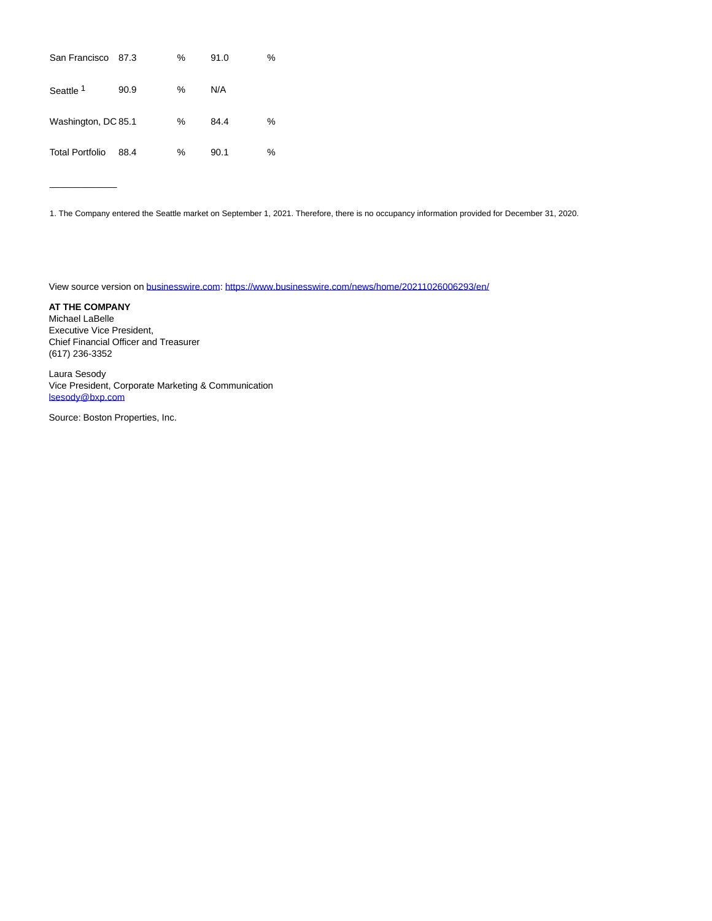| | | | | |
|---|---|---|---|---|
| San Francisco | 87.3 | % | 91.0 | % |
| Seattle [1] | 90.9 | % | N/A | |
| Washington, DC | 85.1 | % | 84.4 | % |
| Total Portfolio | 88.4 | % | 90.1 | % |

______________

1. The Company entered the Seattle market on September 1, 2021. Therefore, there is no occupancy information provided for December 31, 2020.

View source version on businesswire.com: https://www.businesswire.com/news/home/20211026006293/en/

**AT THE COMPANY**
Michael LaBelle
Executive Vice President,
Chief Financial Officer and Treasurer
(617) 236-3352

Laura Sesody
Vice President, Corporate Marketing & Communication
lsesody@bxp.com

Source: Boston Properties, Inc.